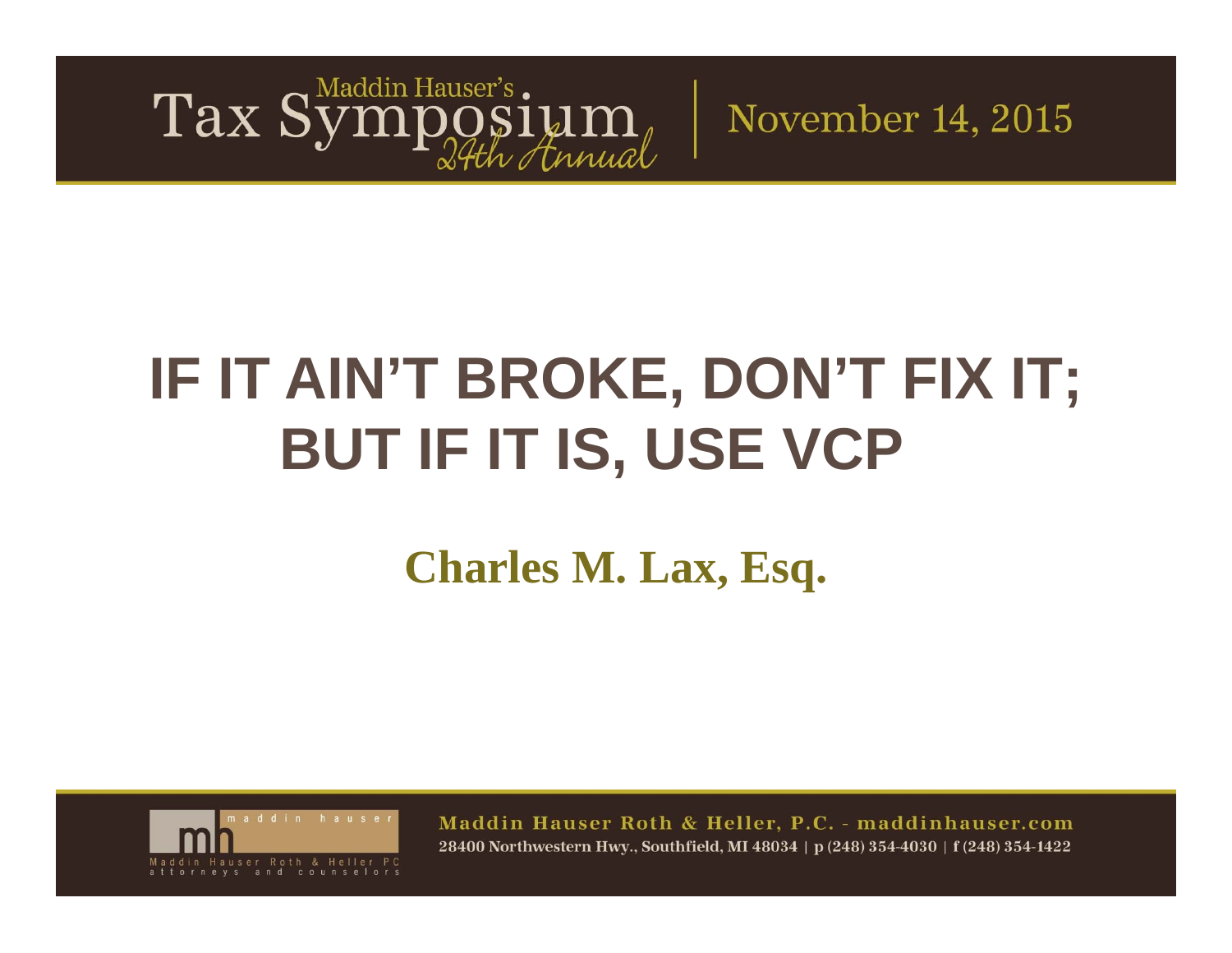# IF IT AIN'T BROKE, DON'T FIX IT; BUT IF IT IS, USE VCP

**Charles M. Lax, Esq.**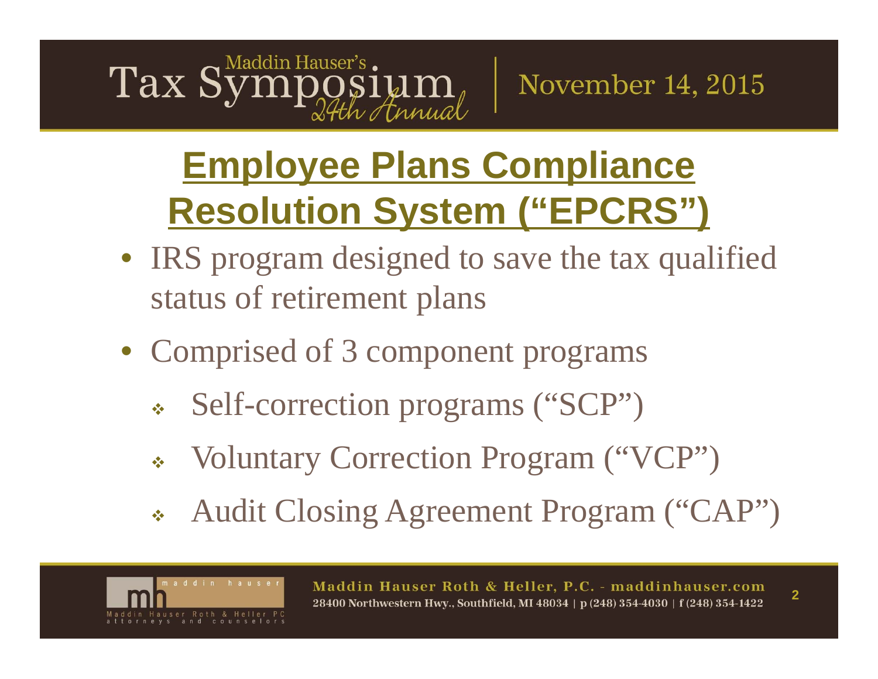# Employee Plans Compliance Resolution System ("EPCRS")

- IRS program designed to save the tax qualified status of retirement plans
- Comprised of 3 component programs
  - Self-correction programs ("SCP")
  - Voluntary Correction Program ("VCP")
  - Audit Closing Agreement Program ("CAP")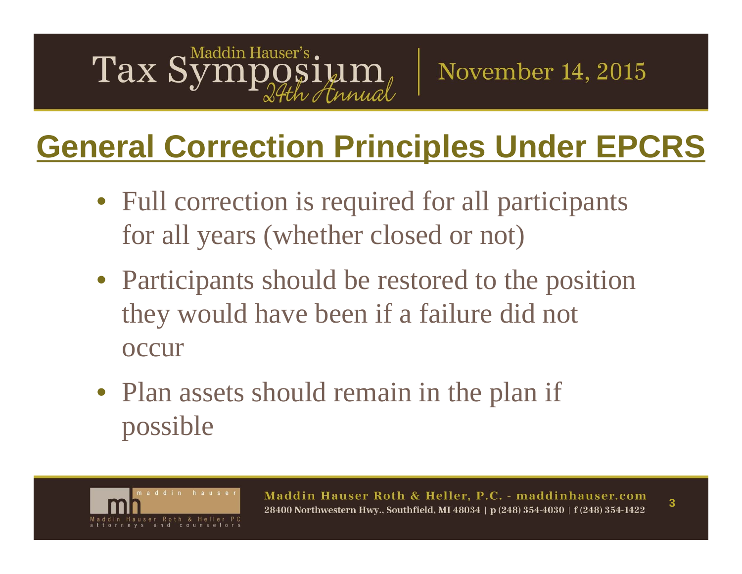## General Correction Principles Under EPCRS

- Full correction is required for all participants for all years (whether closed or not)
- Participants should be restored to the position they would have been if a failure did not occur
- Plan assets should remain in the plan if possible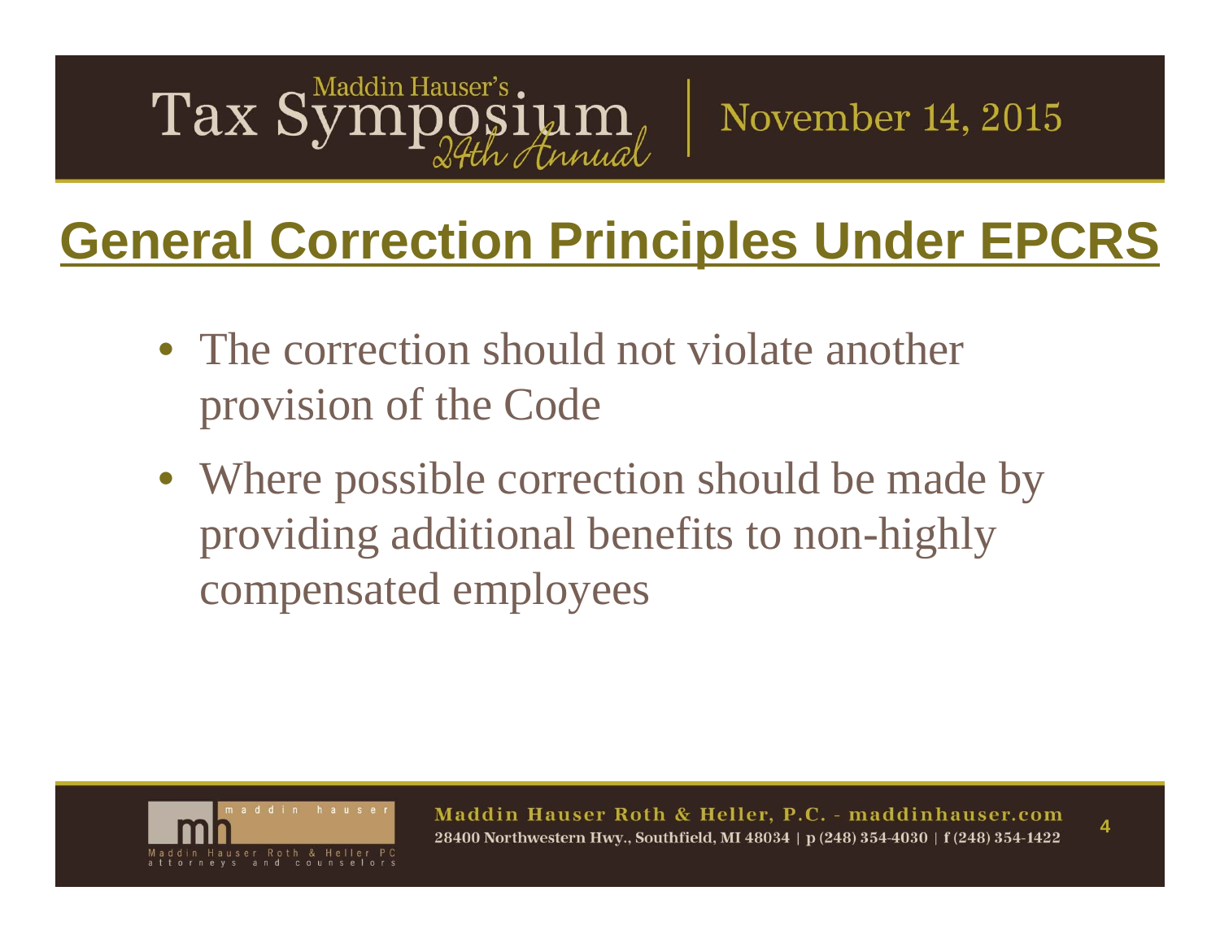## General Correction Principles Under EPCRS

- The correction should not violate another provision of the Code
- Where possible correction should be made by providing additional benefits to non-highly compensated employees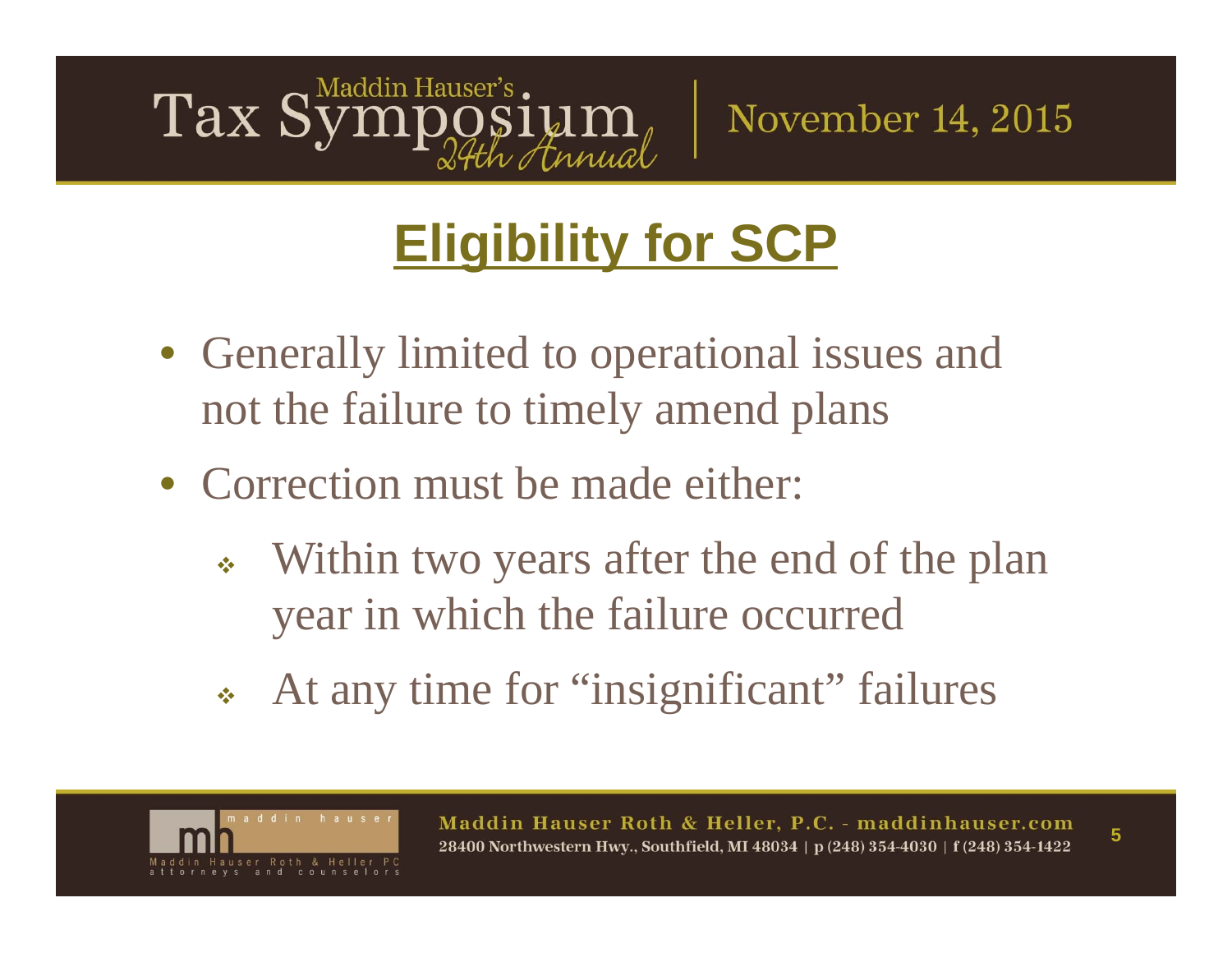# Eligibility for SCP

- Generally limited to operational issues and not the failure to timely amend plans
- Correction must be made either:
  - Within two years after the end of the plan year in which the failure occurred
  - At any time for "insignificant" failures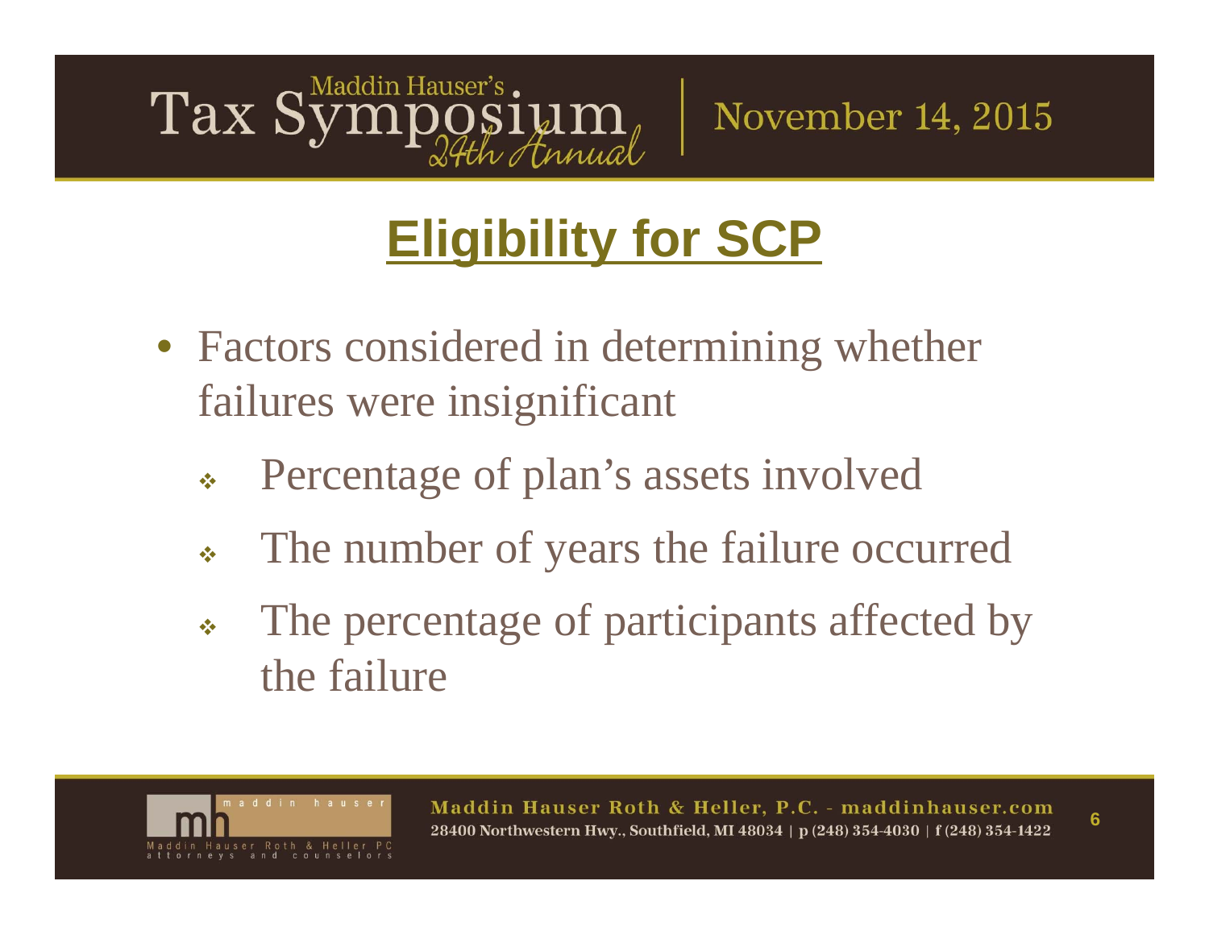## Eligibility for SCP

- Factors considered in determining whether failures were insignificant
  - Percentage of plan's assets involved
  - The number of years the failure occurred
  - The percentage of participants affected by the failure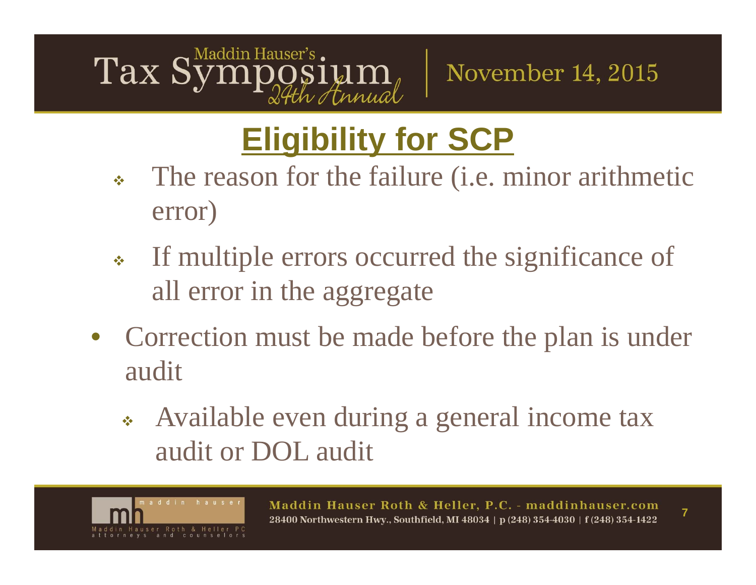## Eligibility for SCP

- The reason for the failure (i.e. minor arithmetic error)
- If multiple errors occurred the significance of all error in the aggregate

- Correction must be made before the plan is under audit
  - Available even during a general income tax audit or DOL audit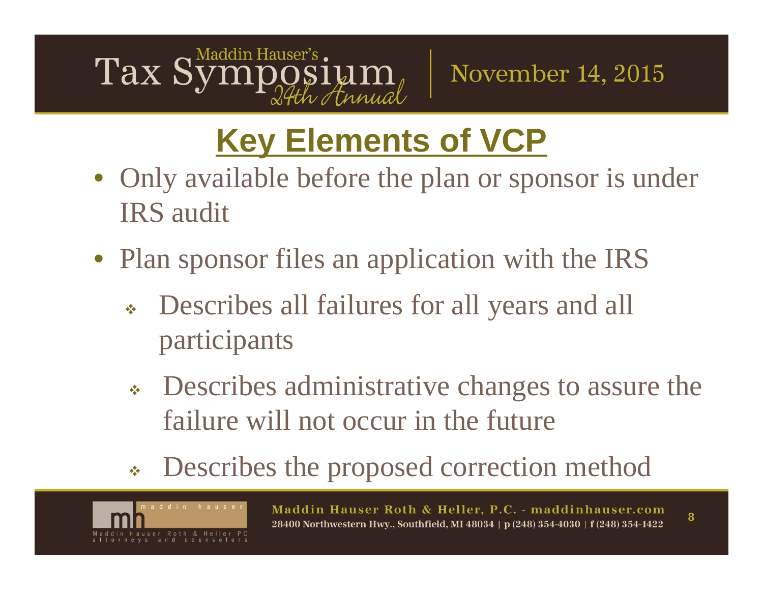# Key Elements of VCP

- Only available before the plan or sponsor is under IRS audit
- Plan sponsor files an application with the IRS
  - Describes all failures for all years and all participants
  - Describes administrative changes to assure the failure will not occur in the future
  - Describes the proposed correction method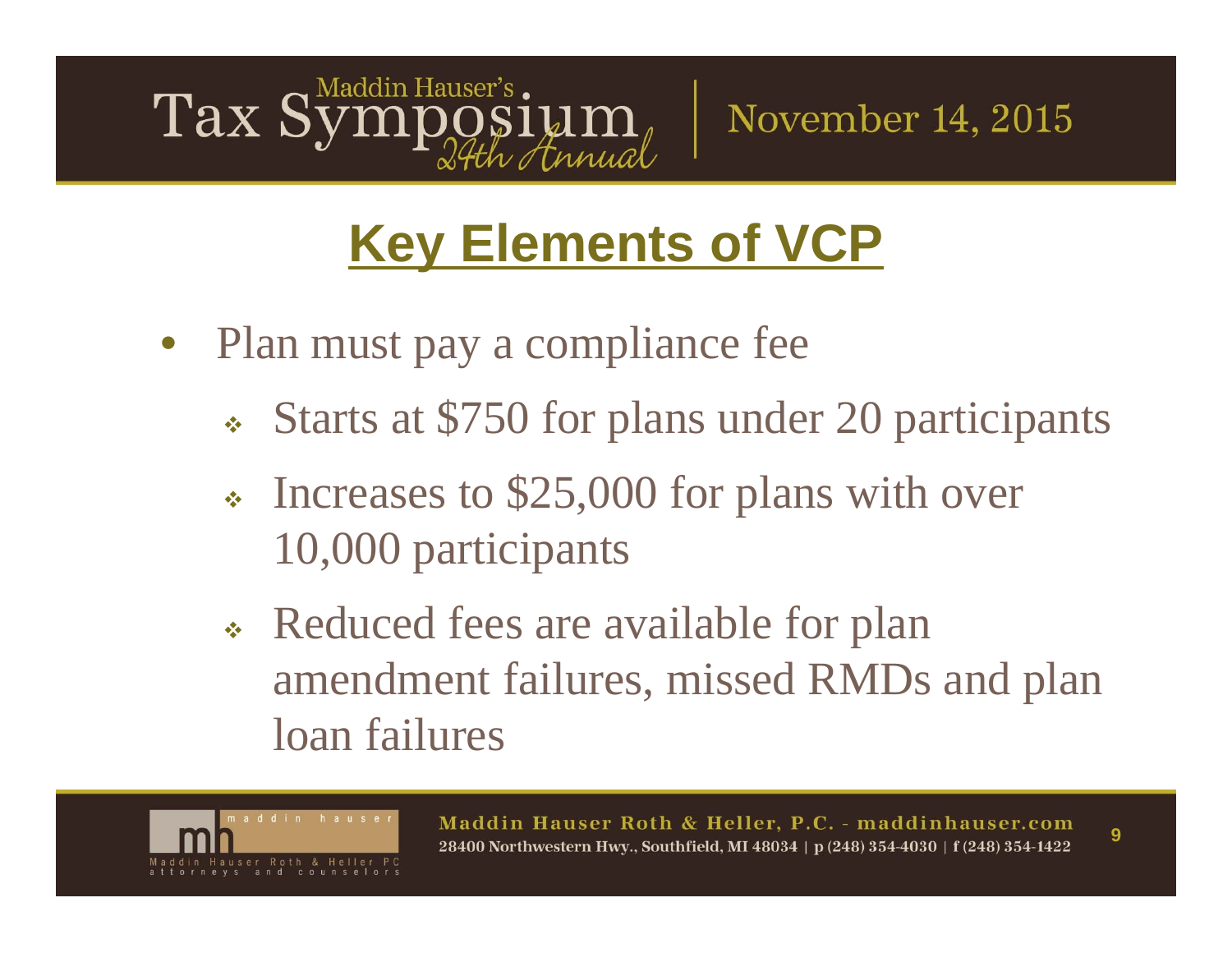# Key Elements of VCP

- Plan must pay a compliance fee
  - Starts at $750 for plans under 20 participants
  - Increases to $25,000 for plans with over 10,000 participants
  - Reduced fees are available for plan amendment failures, missed RMDs and plan loan failures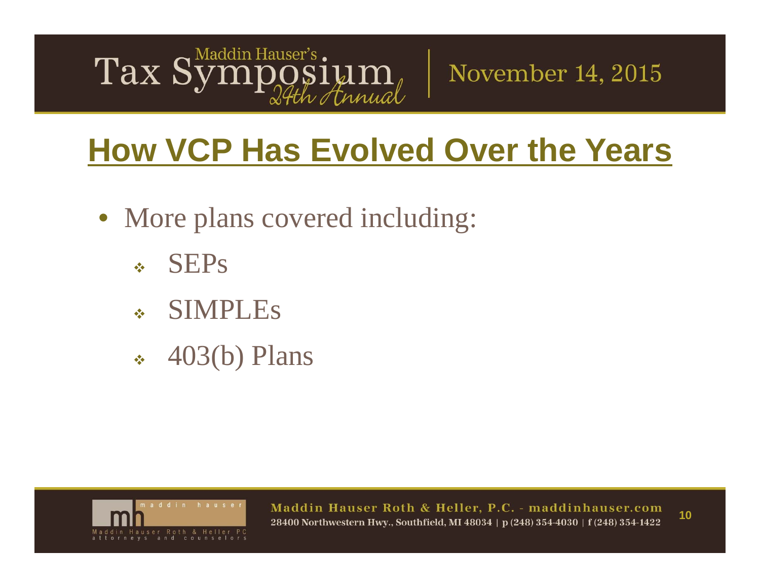# How VCP Has Evolved Over the Years

- More plans covered including:
  - SEPs
  - SIMPLEs
  - 403(b) Plans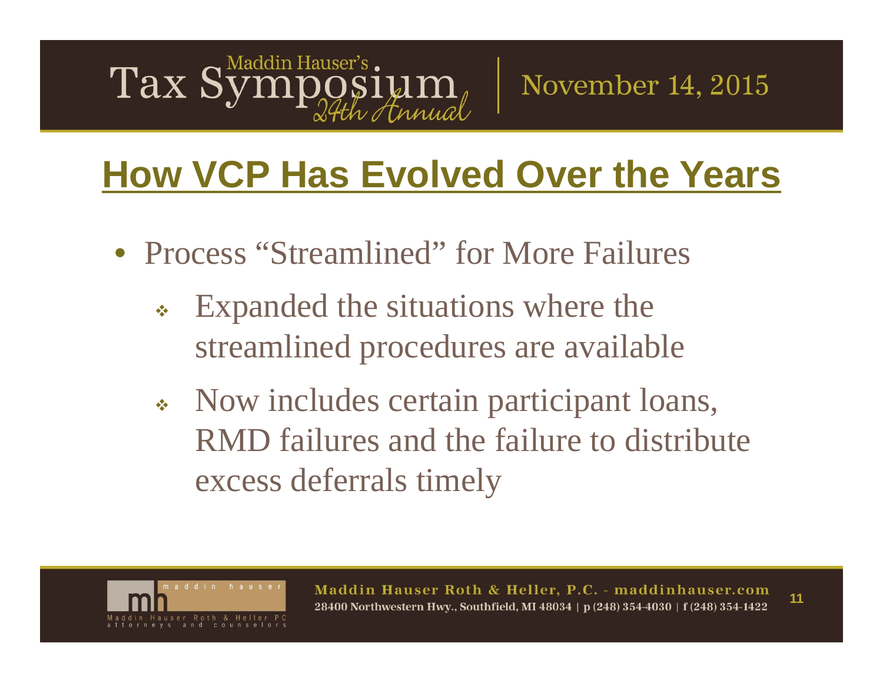## How VCP Has Evolved Over the Years

- Process "Streamlined" for More Failures
  - Expanded the situations where the streamlined procedures are available
  - Now includes certain participant loans, RMD failures and the failure to distribute excess deferrals timely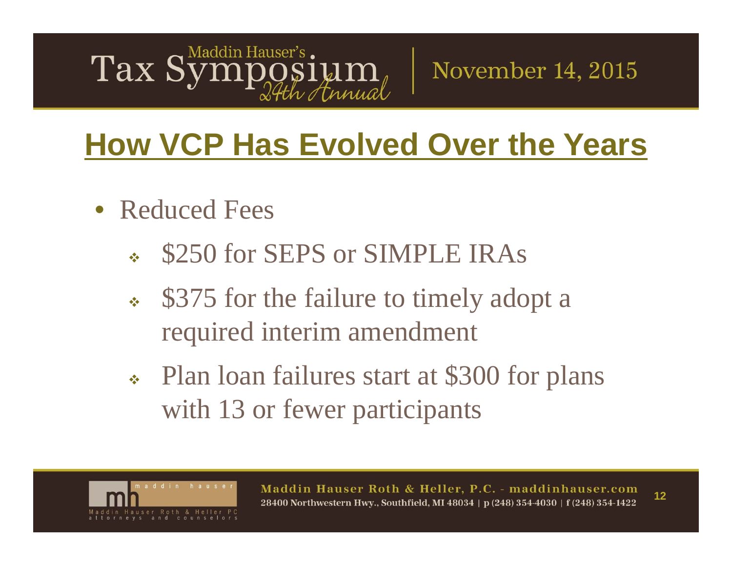## How VCP Has Evolved Over the Years

- Reduced Fees
  - $250 for SEPS or SIMPLE IRAs
  - $375 for the failure to timely adopt a required interim amendment
  - Plan loan failures start at $300 for plans with 13 or fewer participants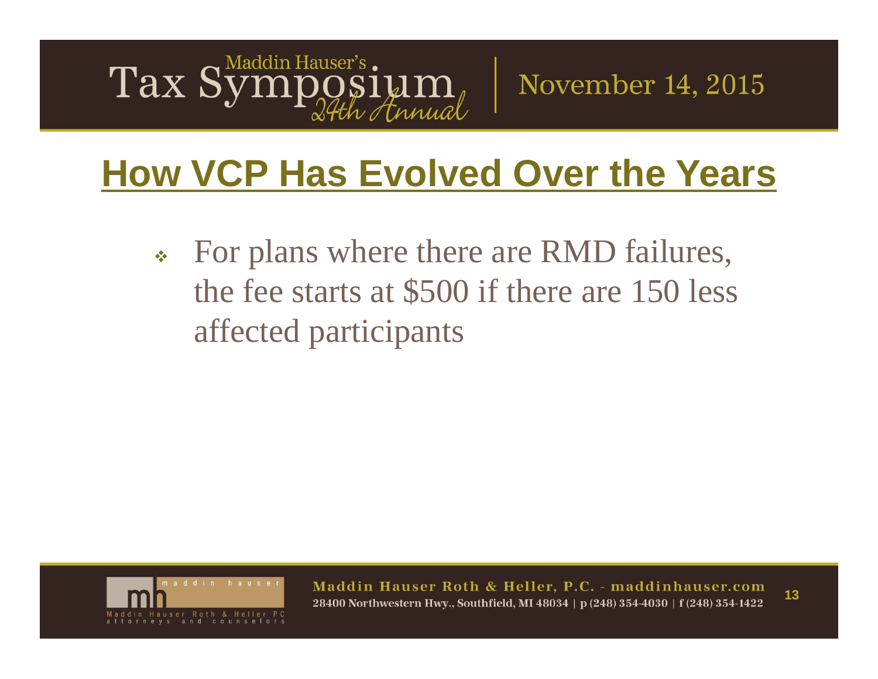## How VCP Has Evolved Over the Years

- For plans where there are RMD failures, the fee starts at $500 if there are 150 less affected participants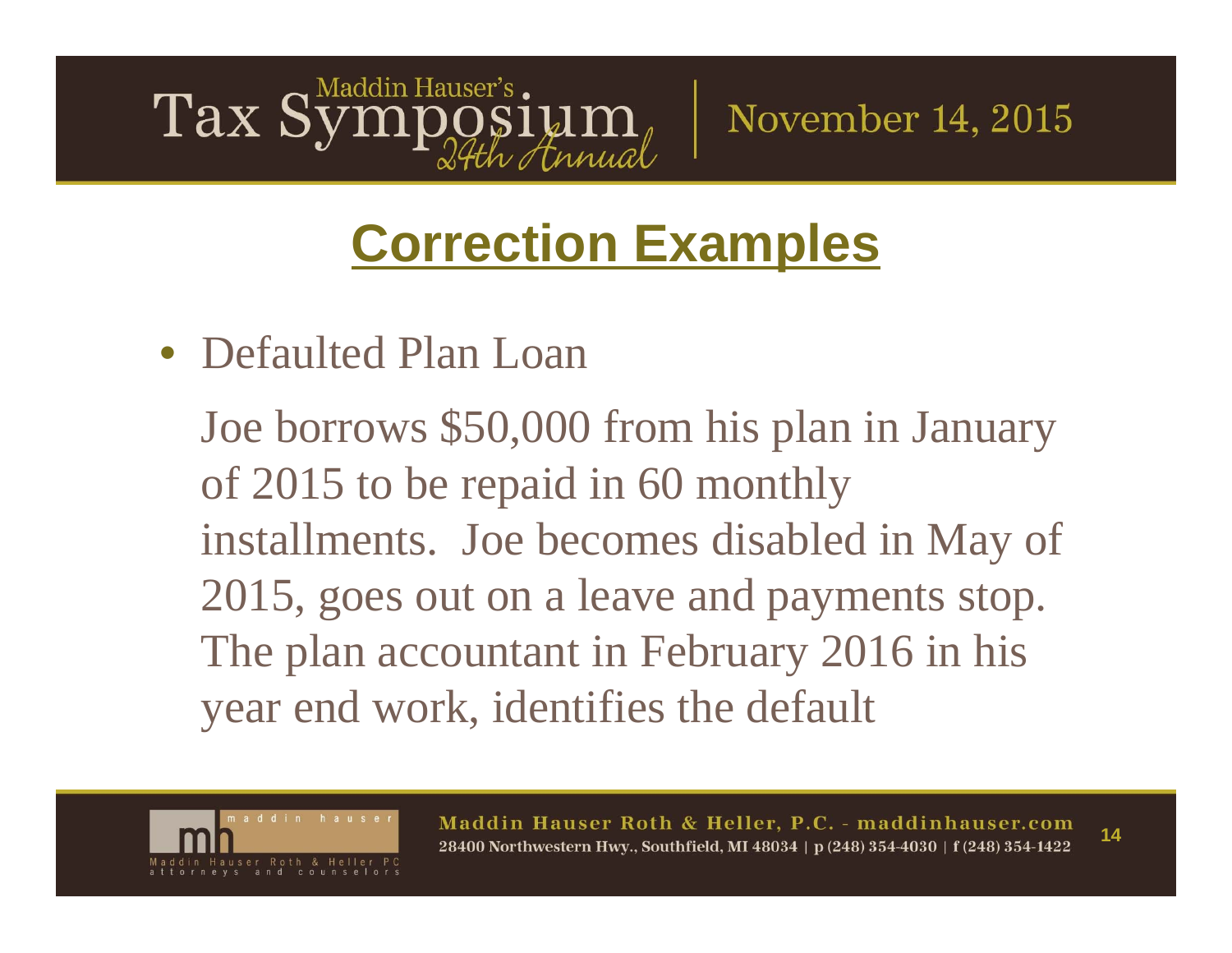# Correction Examples

- Defaulted Plan Loan

  Joe borrows $50,000 from his plan in January of 2015 to be repaid in 60 monthly installments. Joe becomes disabled in May of 2015, goes out on a leave and payments stop. The plan accountant in February 2016 in his year end work, identifies the default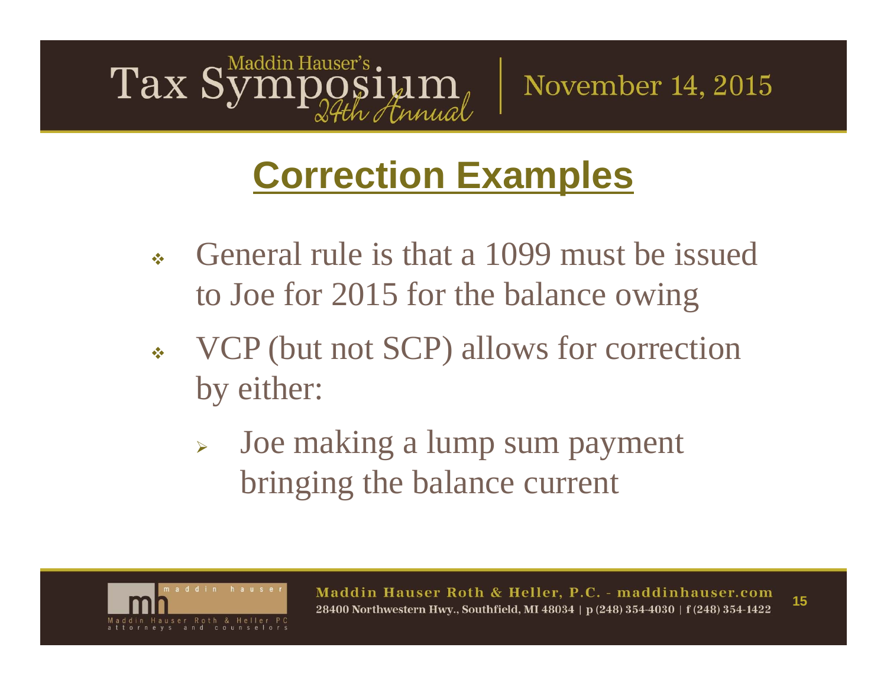# Correction Examples

- General rule is that a 1099 must be issued to Joe for 2015 for the balance owing
- VCP (but not SCP) allows for correction by either:
  - Joe making a lump sum payment bringing the balance current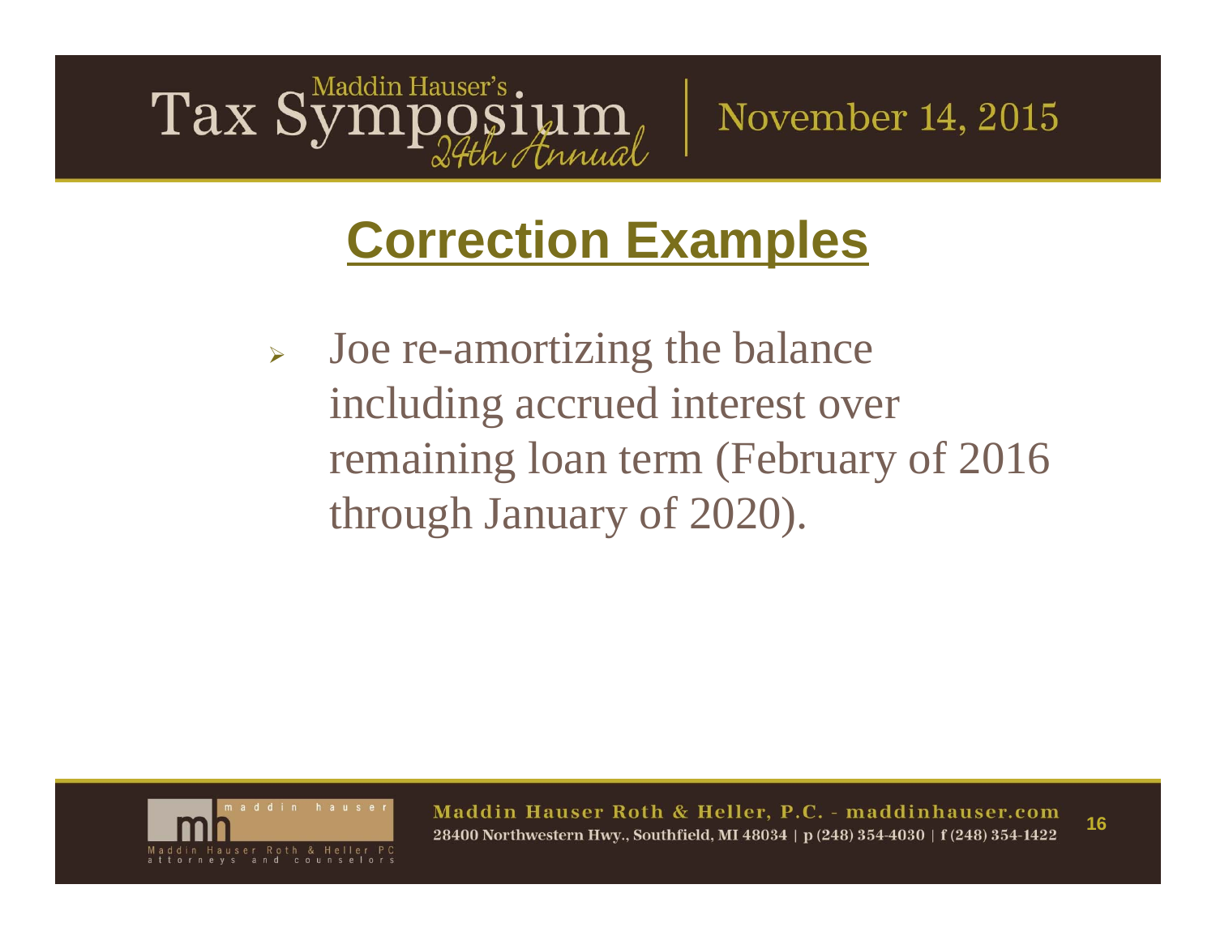# Correction Examples

- Joe re-amortizing the balance including accrued interest over remaining loan term (February of 2016 through January of 2020).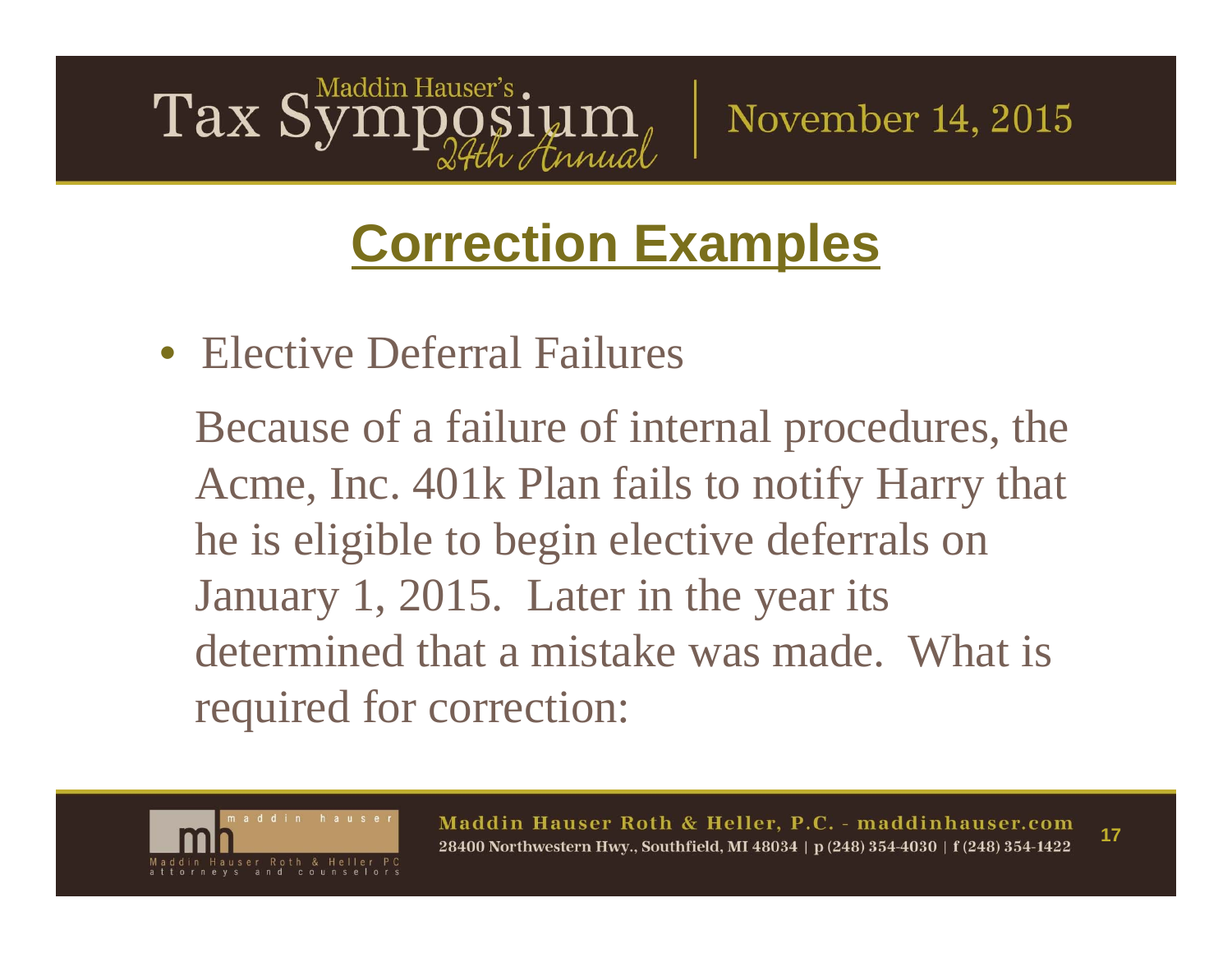## Correction Examples

- Elective Deferral Failures

  Because of a failure of internal procedures, the Acme, Inc. 401k Plan fails to notify Harry that he is eligible to begin elective deferrals on January 1, 2015. Later in the year its determined that a mistake was made. What is required for correction: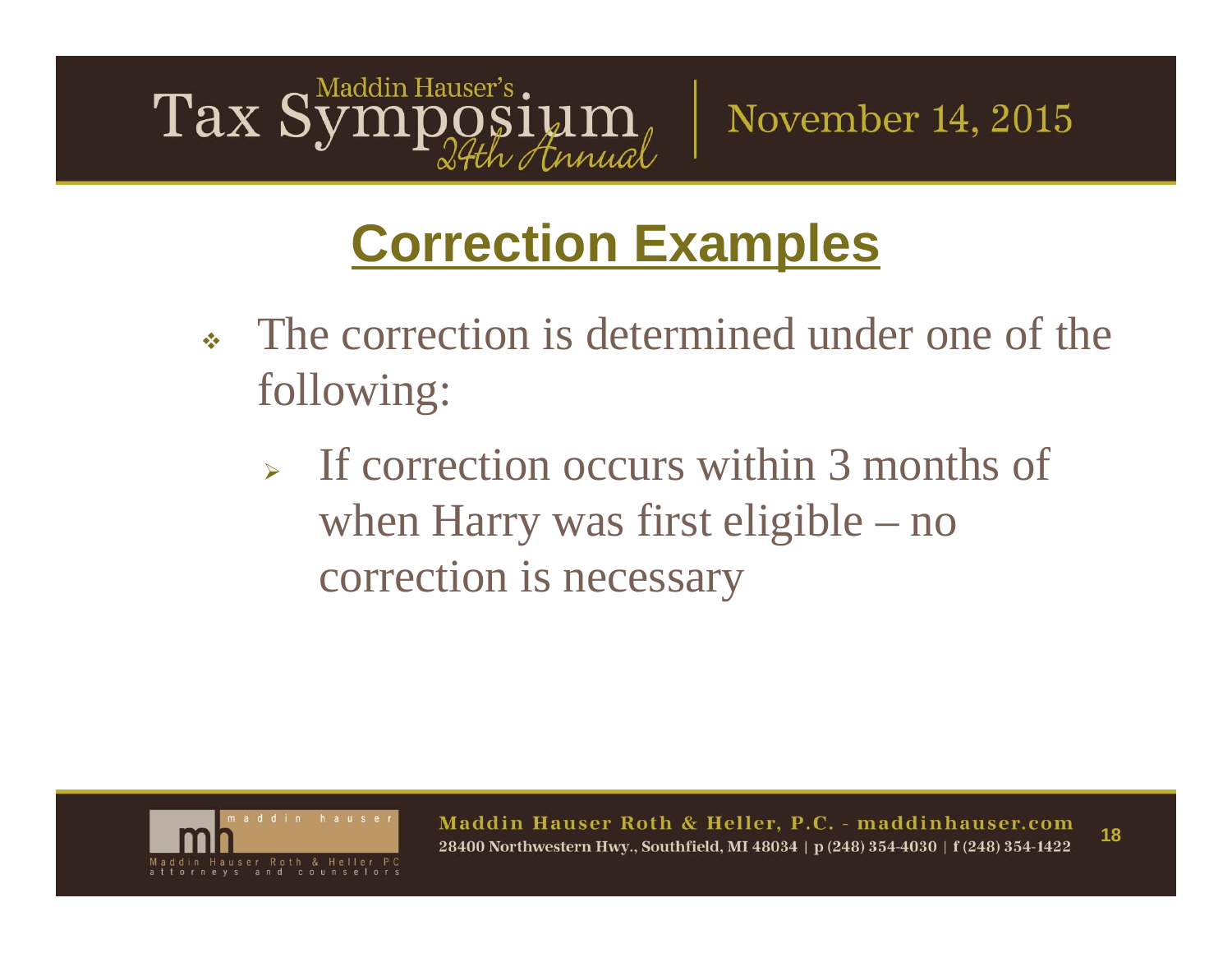## Correction Examples

- The correction is determined under one of the following:
  - If correction occurs within 3 months of when Harry was first eligible – no correction is necessary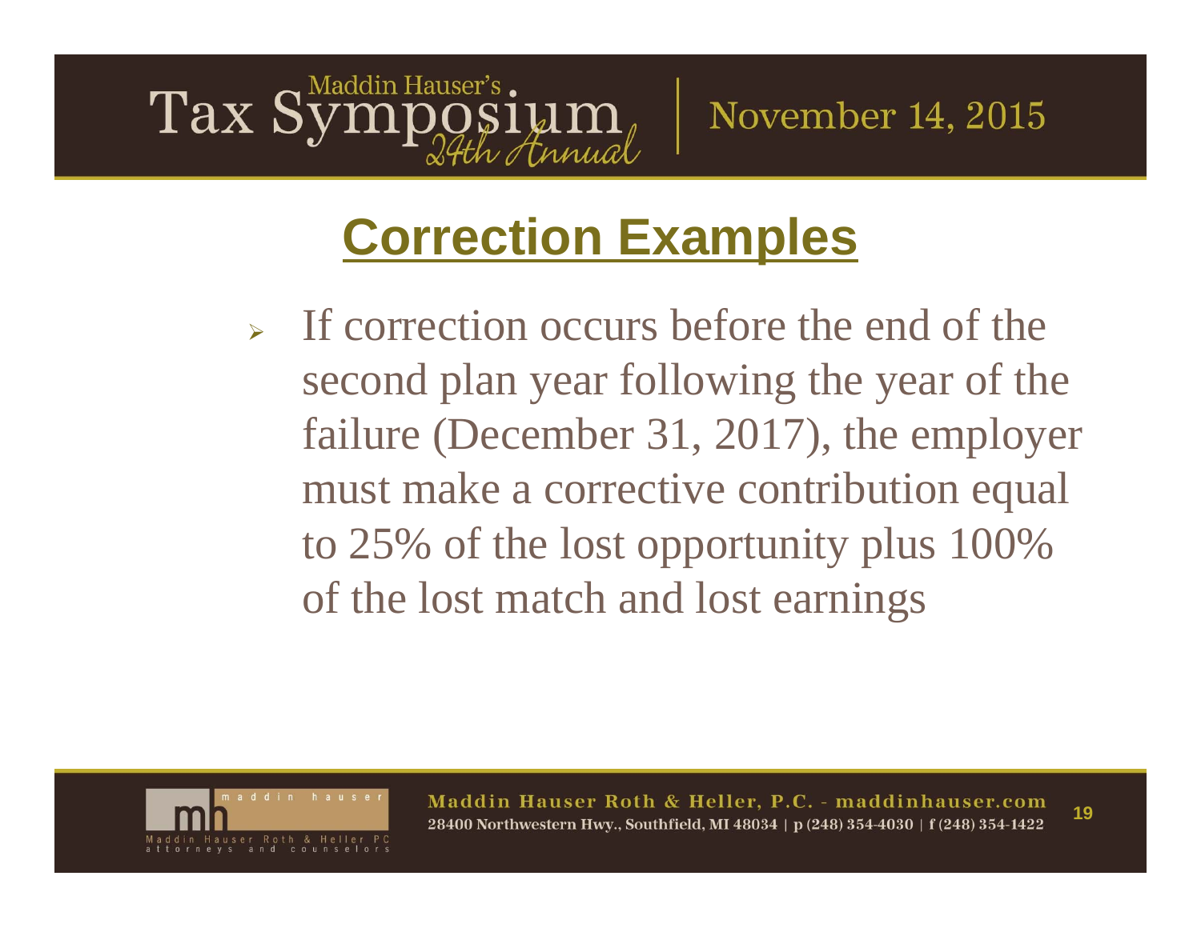## Correction Examples

- If correction occurs before the end of the second plan year following the year of the failure (December 31, 2017), the employer must make a corrective contribution equal to 25% of the lost opportunity plus 100% of the lost match and lost earnings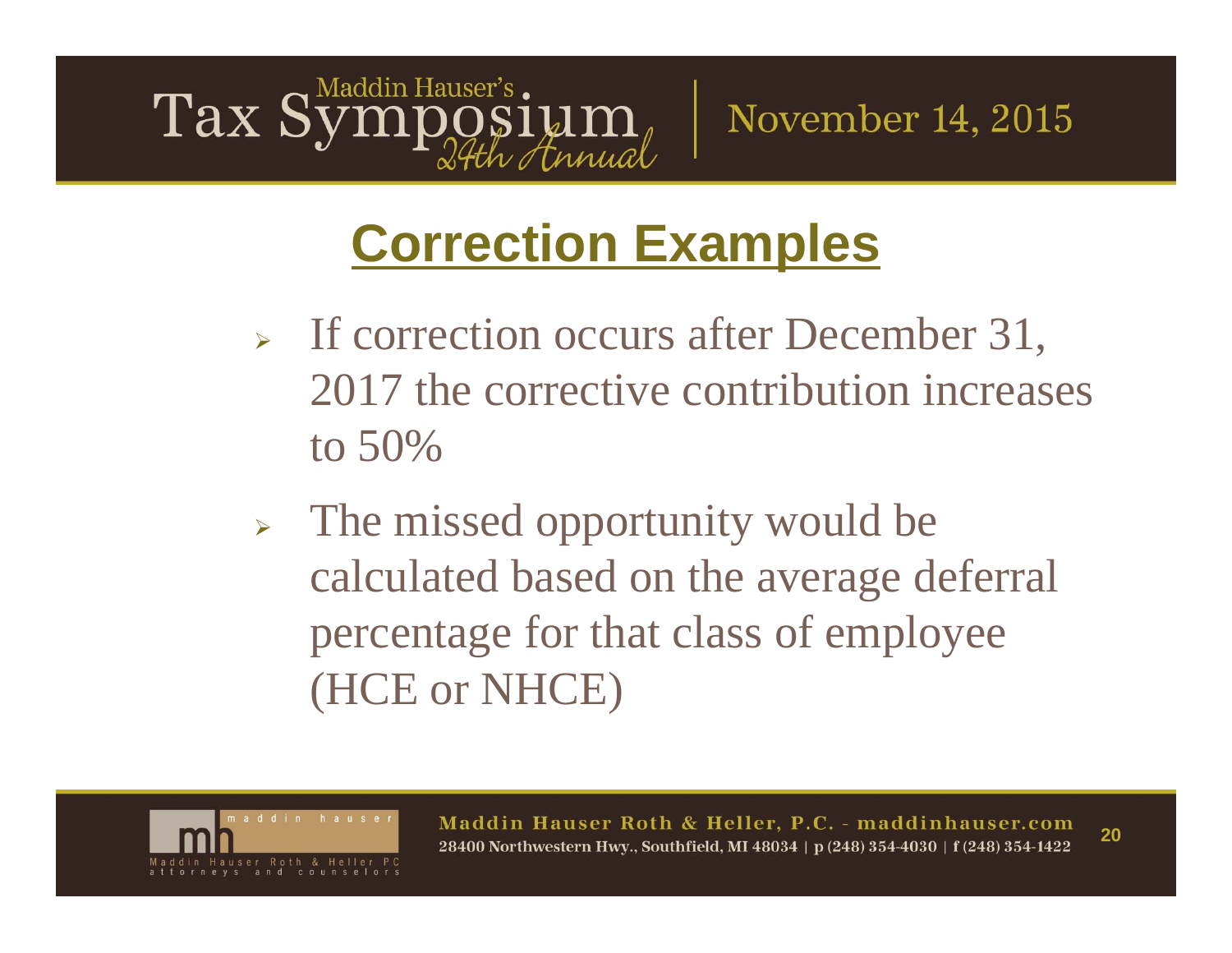## Correction Examples

- If correction occurs after December 31, 2017 the corrective contribution increases to 50%
- The missed opportunity would be calculated based on the average deferral percentage for that class of employee (HCE or NHCE)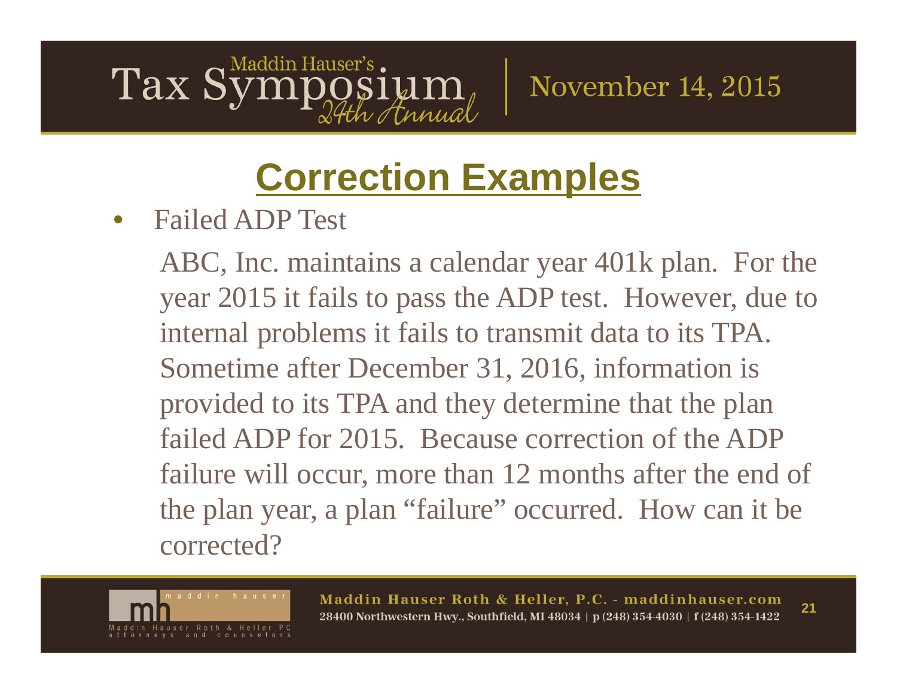# Correction Examples

- Failed ADP Test

  ABC, Inc. maintains a calendar year 401k plan. For the year 2015 it fails to pass the ADP test. However, due to internal problems it fails to transmit data to its TPA. Sometime after December 31, 2016, information is provided to its TPA and they determine that the plan failed ADP for 2015. Because correction of the ADP failure will occur, more than 12 months after the end of the plan year, a plan "failure" occurred. How can it be corrected?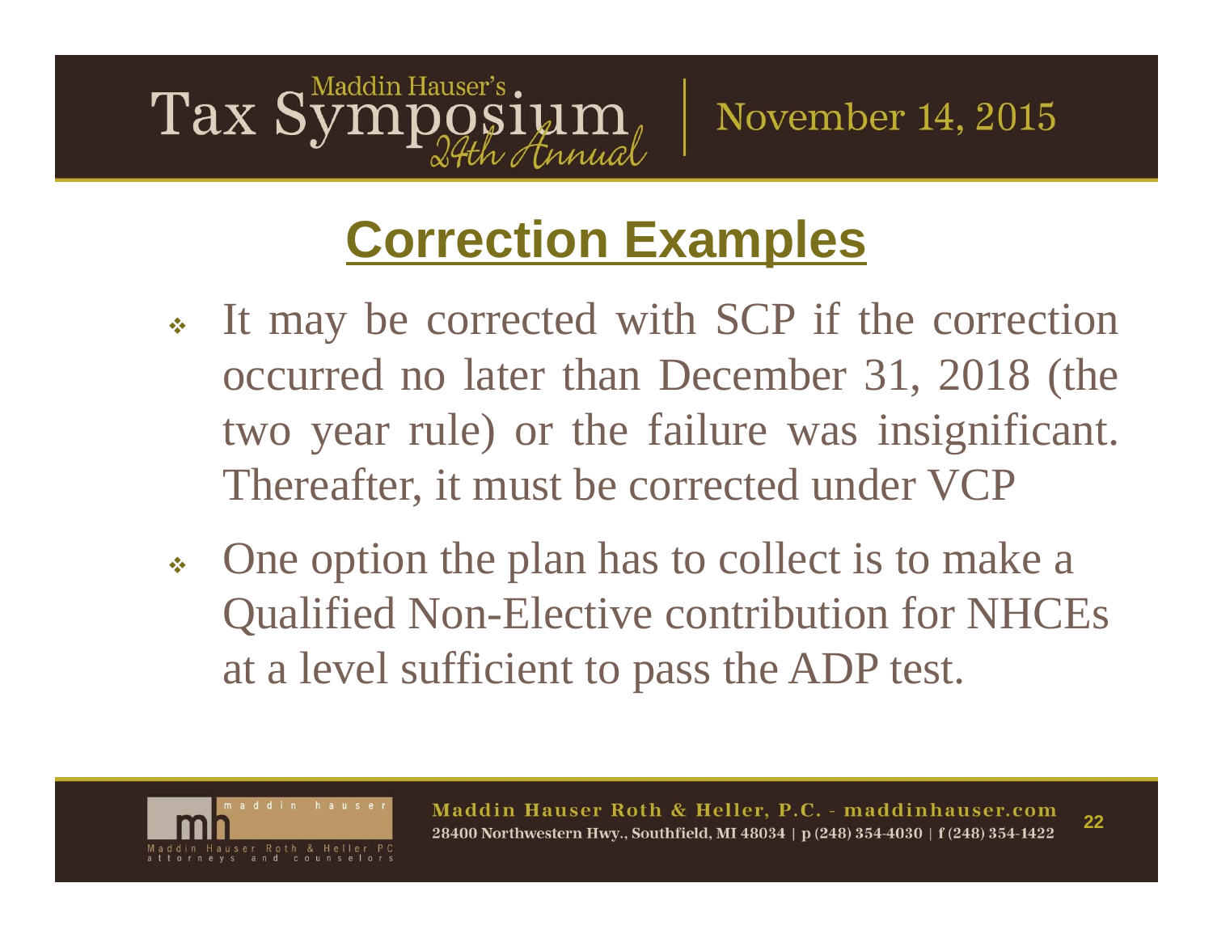# Correction Examples

- It may be corrected with SCP if the correction occurred no later than December 31, 2018 (the two year rule) or the failure was insignificant. Thereafter, it must be corrected under VCP
- One option the plan has to collect is to make a Qualified Non-Elective contribution for NHCEs at a level sufficient to pass the ADP test.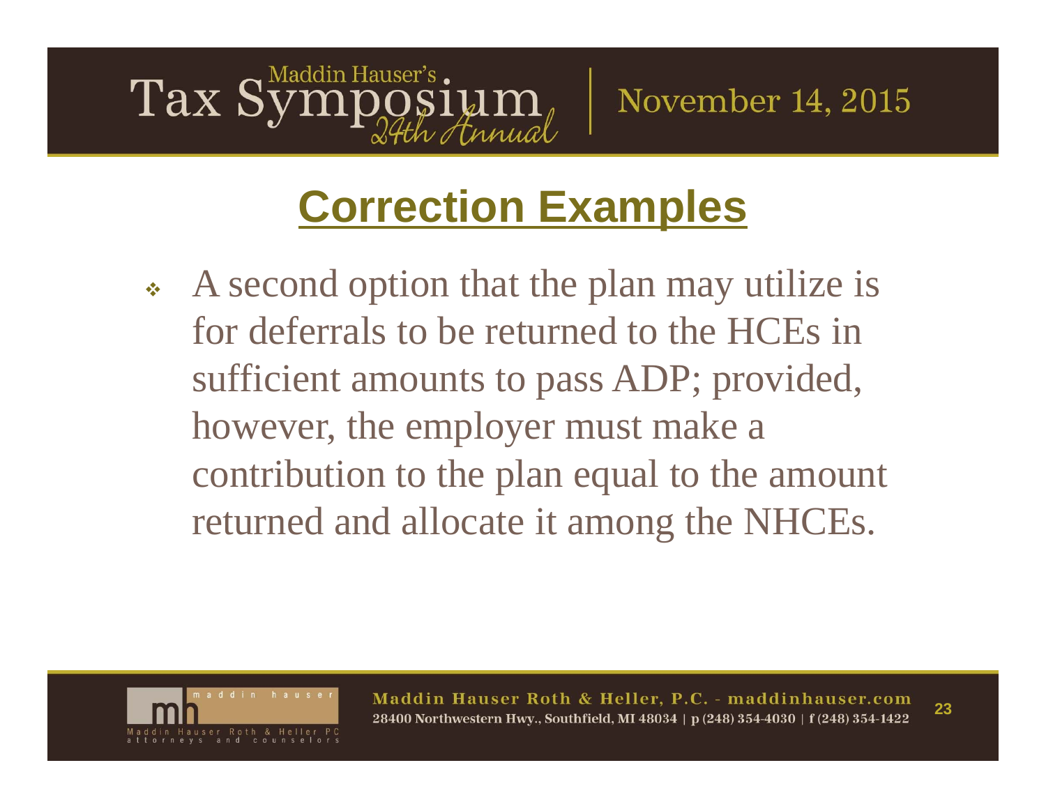## Correction Examples

- A second option that the plan may utilize is for deferrals to be returned to the HCEs in sufficient amounts to pass ADP; provided, however, the employer must make a contribution to the plan equal to the amount returned and allocate it among the NHCEs.